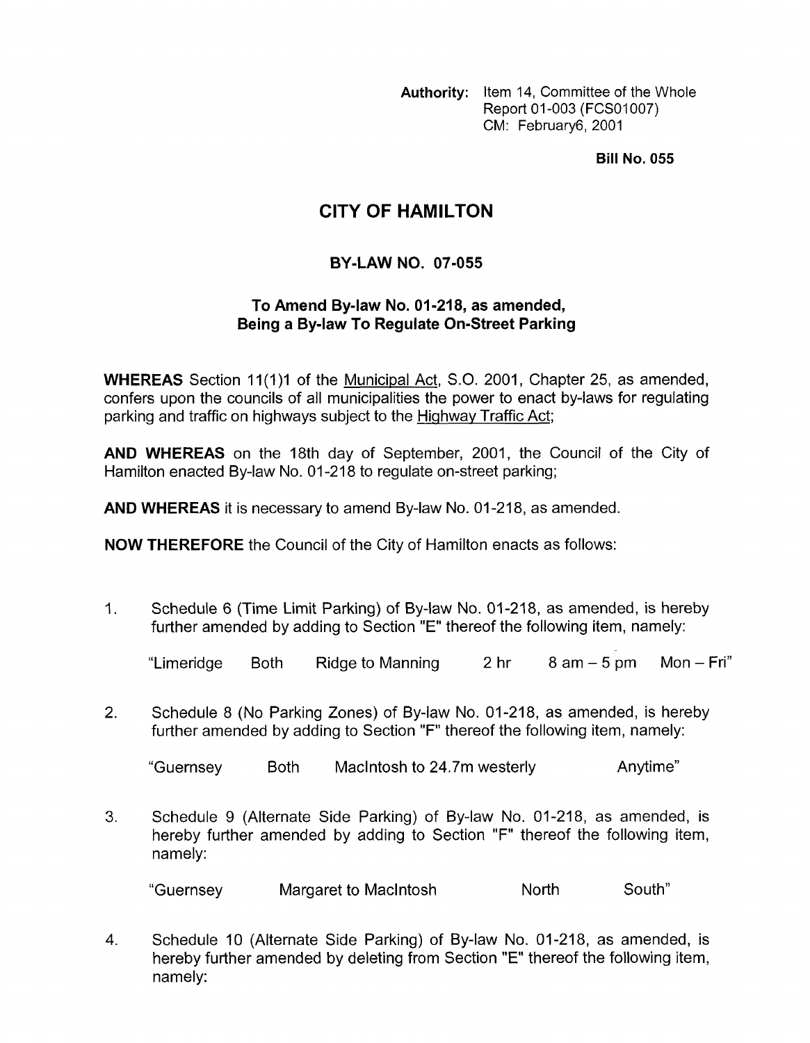**Authority:** Item 14, Committee of the Whole
Report 01-003 (FCS01007)
CM: February6, 2001

**Bill No. 055**

# CITY OF HAMILTON

## BY-LAW NO. 07-055

### To Amend By-law No. 01-218, as amended, Being a By-law To Regulate On-Street Parking

**WHEREAS** Section 11(1)1 of the Municipal Act, S.O. 2001, Chapter 25, as amended, confers upon the councils of all municipalities the power to enact by-laws for regulating parking and traffic on highways subject to the Highway Traffic Act;

**AND WHEREAS** on the 18th day of September, 2001, the Council of the City of Hamilton enacted By-law No. 01-218 to regulate on-street parking;

**AND WHEREAS** it is necessary to amend By-law No. 01-218, as amended.

**NOW THEREFORE** the Council of the City of Hamilton enacts as follows:

1. Schedule 6 (Time Limit Parking) of By-law No. 01-218, as amended, is hereby further amended by adding to Section "E" thereof the following item, namely:

   "Limeridge Both Ridge to Manning 2 hr 8 am – 5 pm Mon – Fri"

2. Schedule 8 (No Parking Zones) of By-law No. 01-218, as amended, is hereby further amended by adding to Section "F" thereof the following item, namely:

   "Guernsey Both MacIntosh to 24.7m westerly Anytime"

3. Schedule 9 (Alternate Side Parking) of By-law No. 01-218, as amended, is hereby further amended by adding to Section "F" thereof the following item, namely:

   "Guernsey Margaret to MacIntosh North South"

4. Schedule 10 (Alternate Side Parking) of By-law No. 01-218, as amended, is hereby further amended by deleting from Section "E" thereof the following item, namely: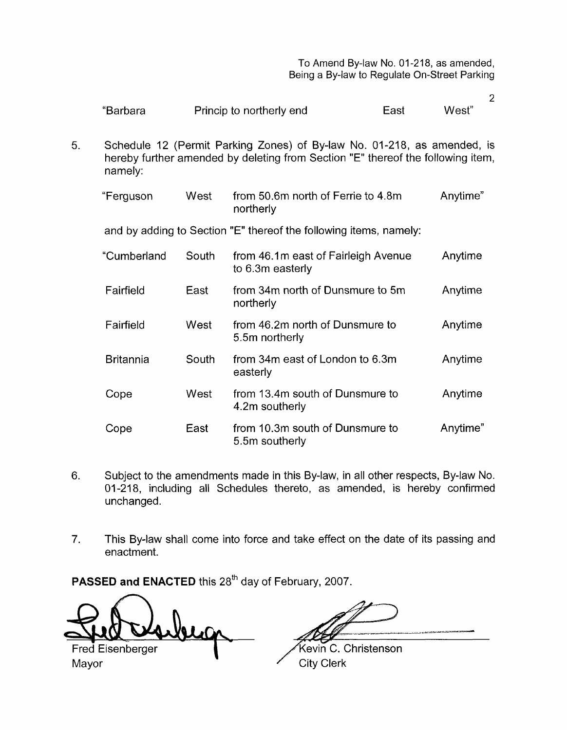"Barbara | Princip to northerly end | East | West"

5. Schedule 12 (Permit Parking Zones) of By-law No. 01-218, as amended, is hereby further amended by deleting from Section "E" thereof the following item, namely:

| | | | |
|---|---|---|---|
| "Ferguson | West | from 50.6m north of Ferrie to 4.8m northerly | Anytime" |

and by adding to Section "E" thereof the following items, namely:

| | | | |
|---|---|---|---|
| "Cumberland | South | from 46.1m east of Fairleigh Avenue to 6.3m easterly | Anytime |
| Fairfield | East | from 34m north of Dunsmure to 5m northerly | Anytime |
| Fairfield | West | from 46.2m north of Dunsmure to 5.5m northerly | Anytime |
| Britannia | South | from 34m east of London to 6.3m easterly | Anytime |
| Cope | West | from 13.4m south of Dunsmure to 4.2m southerly | Anytime |
| Cope | East | from 10.3m south of Dunsmure to 5.5m southerly | Anytime" |

6. Subject to the amendments made in this By-law, in all other respects, By-law No. 01-218, including all Schedules thereto, as amended, is hereby confirmed unchanged.

7. This By-law shall come into force and take effect on the date of its passing and enactment.

**PASSED and ENACTED** this 28th day of February, 2007.

Fred Eisenberger
Mayor

Kevin C. Christenson
City Clerk